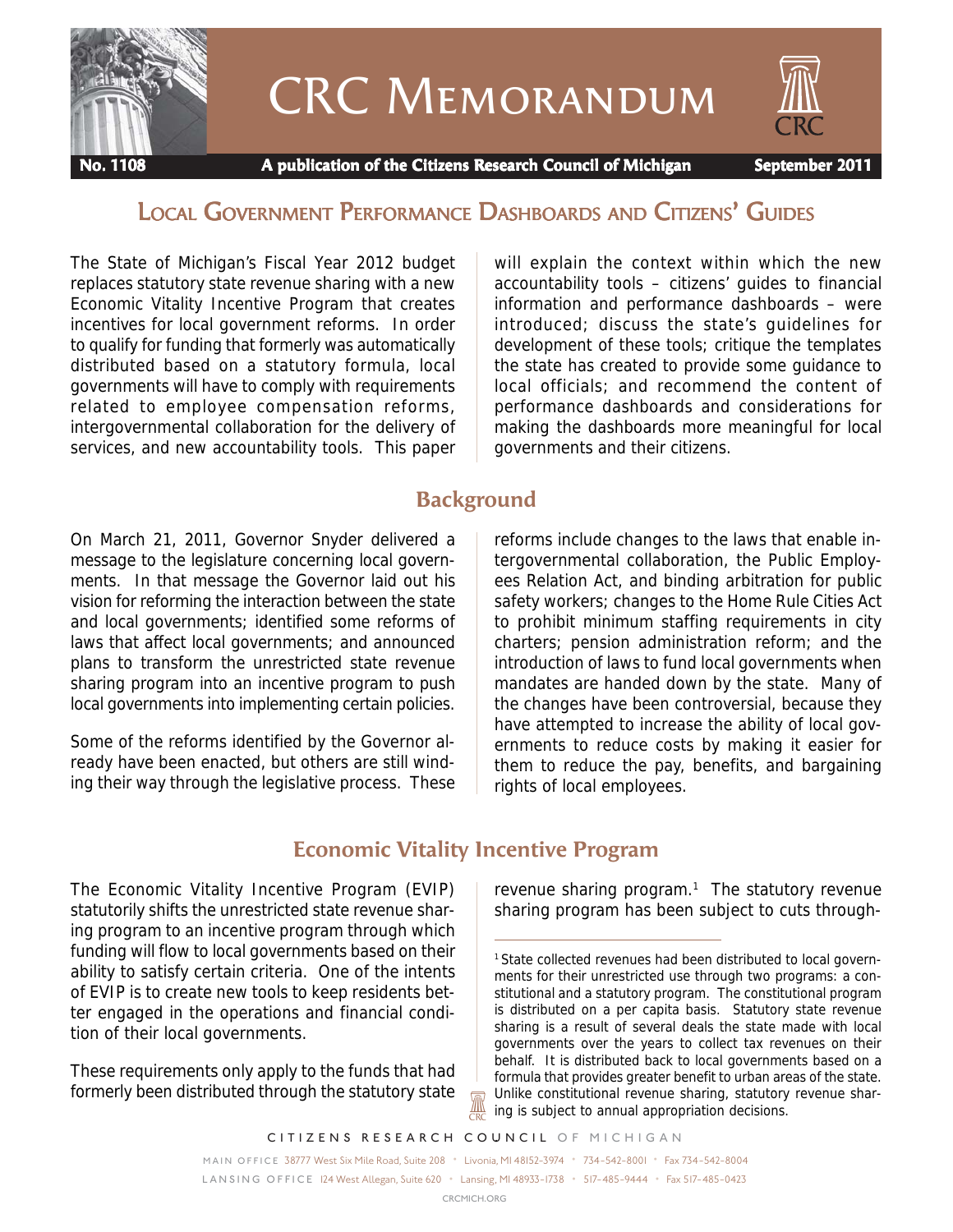# CRC Memorandum

**No. 1108** — A publication of the Citizens Research Council of Michigan — September 2011

## Local Government Performance Dashboards and Citizens' Guides

The State of Michigan's Fiscal Year 2012 budget replaces statutory state revenue sharing with a new Economic Vitality Incentive Program that creates incentives for local government reforms. In order to qualify for funding that formerly was automatically distributed based on a statutory formula, local governments will have to comply with requirements related to employee compensation reforms, intergovernmental collaboration for the delivery of services, and new accountability tools. This paper will explain the context within which the new accountability tools – citizens' guides to financial information and performance dashboards – were introduced; discuss the state's guidelines for development of these tools; critique the templates the state has created to provide some guidance to local officials; and recommend the content of performance dashboards and considerations for making the dashboards more meaningful for local governments and their citizens.

## Background

On March 21, 2011, Governor Snyder delivered a message to the legislature concerning local governments. In that message the Governor laid out his vision for reforming the interaction between the state and local governments; identified some reforms of laws that affect local governments; and announced plans to transform the unrestricted state revenue sharing program into an incentive program to push local governments into implementing certain policies.

Some of the reforms identified by the Governor already have been enacted, but others are still winding their way through the legislative process. These reforms include changes to the laws that enable intergovernmental collaboration, the Public Employees Relation Act, and binding arbitration for public safety workers; changes to the Home Rule Cities Act to prohibit minimum staffing requirements in city charters; pension administration reform; and the introduction of laws to fund local governments when mandates are handed down by the state. Many of the changes have been controversial, because they have attempted to increase the ability of local governments to reduce costs by making it easier for them to reduce the pay, benefits, and bargaining rights of local employees.

## Economic Vitality Incentive Program

The Economic Vitality Incentive Program (EVIP) statutorily shifts the unrestricted state revenue sharing program to an incentive program through which funding will flow to local governments based on their ability to satisfy certain criteria. One of the intents of EVIP is to create new tools to keep residents better engaged in the operations and financial condition of their local governments.

These requirements only apply to the funds that had formerly been distributed through the statutory state revenue sharing program.[1] The statutory revenue sharing program has been subject to cuts through-

[1] State collected revenues had been distributed to local governments for their unrestricted use through two programs: a constitutional and a statutory program. The constitutional program is distributed on a per capita basis. Statutory state revenue sharing is a result of several deals the state made with local governments over the years to collect tax revenues on their behalf. It is distributed back to local governments based on a formula that provides greater benefit to urban areas of the state. Unlike constitutional revenue sharing, statutory revenue sharing is subject to annual appropriation decisions.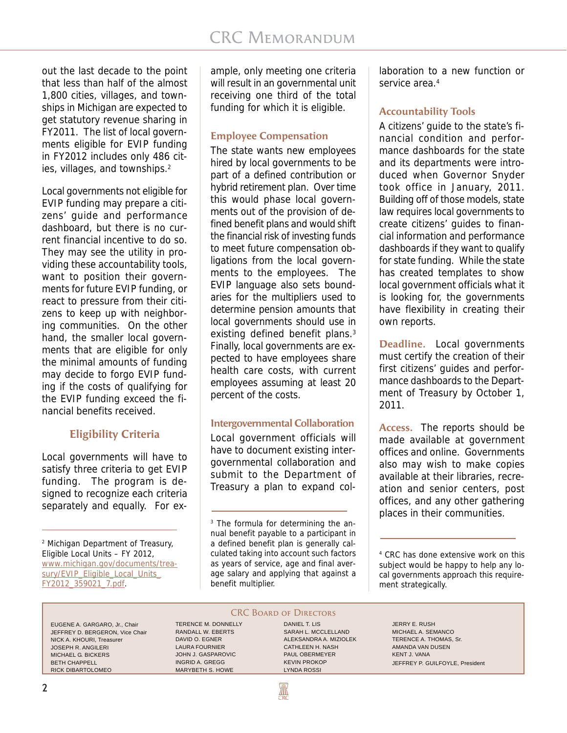out the last decade to the point that less than half of the almost 1,800 cities, villages, and townships in Michigan are expected to get statutory revenue sharing in FY2011. The list of local governments eligible for EVIP funding in FY2012 includes only 486 cities, villages, and townships.[2]

Local governments not eligible for EVIP funding may prepare a citizens' guide and performance dashboard, but there is no current financial incentive to do so. They may see the utility in providing these accountability tools, want to position their governments for future EVIP funding, or react to pressure from their citizens to keep up with neighboring communities. On the other hand, the smaller local governments that are eligible for only the minimal amounts of funding may decide to forgo EVIP funding if the costs of qualifying for the EVIP funding exceed the financial benefits received.

## Eligibility Criteria

Local governments will have to satisfy three criteria to get EVIP funding. The program is designed to recognize each criteria separately and equally. For example, only meeting one criteria will result in an governmental unit receiving one third of the total funding for which it is eligible.

### Employee Compensation

The state wants new employees hired by local governments to be part of a defined contribution or hybrid retirement plan. Over time this would phase local governments out of the provision of defined benefit plans and would shift the financial risk of investing funds to meet future compensation obligations from the local governments to the employees. The EVIP language also sets boundaries for the multipliers used to determine pension amounts that local governments should use in existing defined benefit plans.[3] Finally, local governments are expected to have employees share health care costs, with current employees assuming at least 20 percent of the costs.

### Intergovernmental Collaboration

Local government officials will have to document existing intergovernmental collaboration and submit to the Department of Treasury a plan to expand collaboration to a new function or service area.[4]

### Accountability Tools

A citizens' guide to the state's financial condition and performance dashboards for the state and its departments were introduced when Governor Snyder took office in January, 2011. Building off of those models, state law requires local governments to create citizens' guides to financial information and performance dashboards if they want to qualify for state funding. While the state has created templates to show local government officials what it is looking for, the governments have flexibility in creating their own reports.

**Deadline.** Local governments must certify the creation of their first citizens' guides and performance dashboards to the Department of Treasury by October 1, 2011.

**Access.** The reports should be made available at government offices and online. Governments also may wish to make copies available at their libraries, recreation and senior centers, post offices, and any other gathering places in their communities.

---

[2] Michigan Department of Treasury, Eligible Local Units – FY 2012, www.michigan.gov/documents/treasury/EVIP_Eligible_Local_Units_FY2012_359021_7.pdf.

[3] The formula for determining the annual benefit payable to a participant in a defined benefit plan is generally calculated taking into account such factors as years of service, age and final average salary and applying that against a benefit multiplier.

[4] CRC has done extensive work on this subject would be happy to help any local governments approach this requirement strategically.

---

**CRC Board of Directors**

EUGENE A. GARGARO, Jr., Chair
JEFFREY D. BERGERON, Vice Chair
NICK A. KHOURI, Treasurer
JOSEPH R. ANGILERI
MICHAEL G. BICKERS
BETH CHAPPELL
RICK DIBARTOLOMEO
TERENCE M. DONNELLY
RANDALL W. EBERTS
DAVID O. EGNER
LAURA FOURNIER
JOHN J. GASPAROVIC
INGRID A. GREGG
MARYBETH S. HOWE
DANIEL T. LIS
SARAH L. MCCLELLAND
ALEKSANDRA A. MIZIOLEK
CATHLEEN H. NASH
PAUL OBERMEYER
KEVIN PROKOP
LYNDA ROSSI
JERRY E. RUSH
MICHAEL A. SEMANCO
TERENCE A. THOMAS, Sr.
AMANDA VAN DUSEN
KENT J. VANA
JEFFREY P. GUILFOYLE, President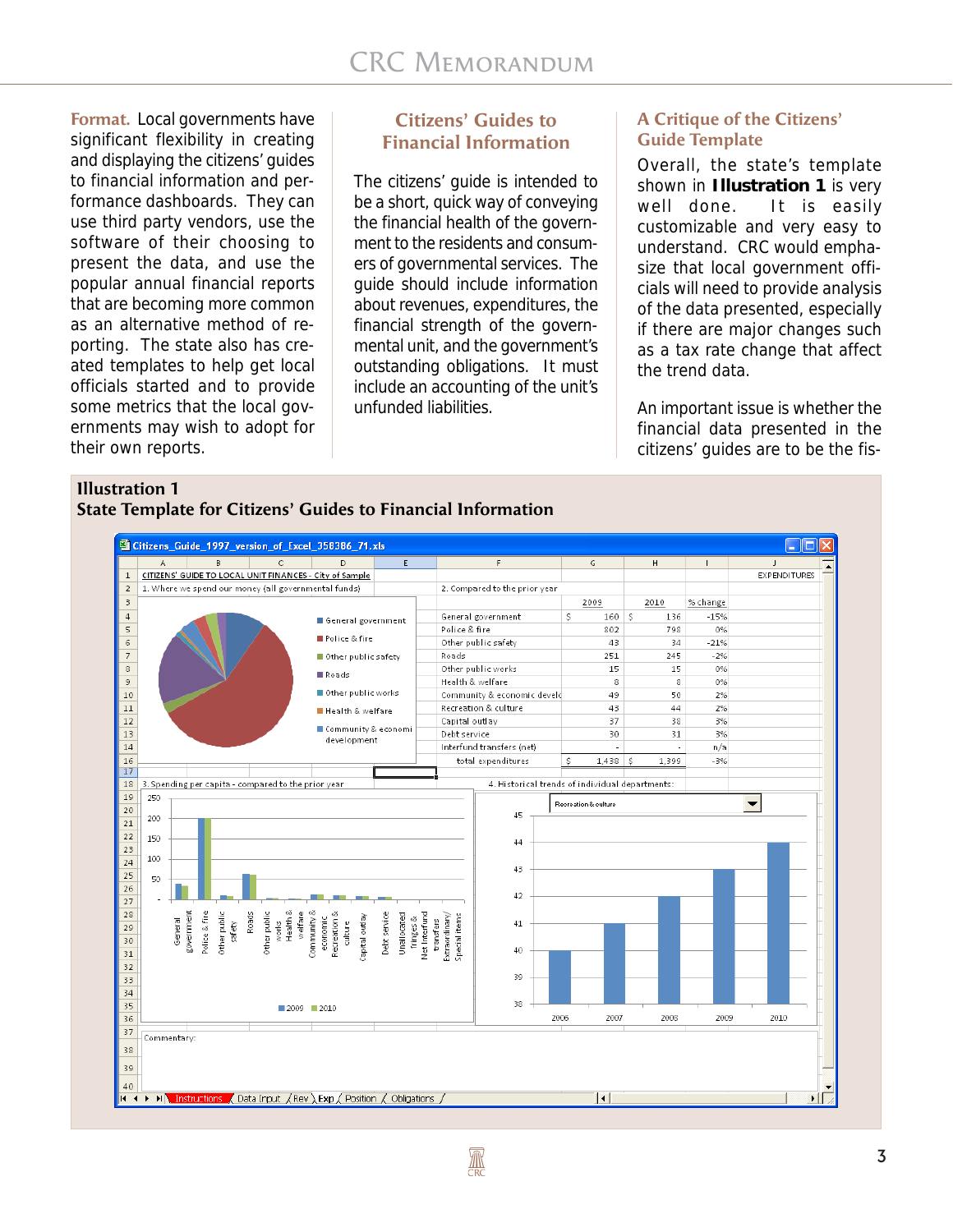**Format.** Local governments have significant flexibility in creating and displaying the citizens' guides to financial information and performance dashboards. They can use third party vendors, use the software of their choosing to present the data, and use the popular annual financial reports that are becoming more common as an alternative method of reporting. The state also has created templates to help get local officials started and to provide some metrics that the local governments may wish to adopt for their own reports.

## Citizens' Guides to Financial Information

The citizens' guide is intended to be a short, quick way of conveying the financial health of the government to the residents and consumers of governmental services. The guide should include information about revenues, expenditures, the financial strength of the governmental unit, and the government's outstanding obligations. It must include an accounting of the unit's unfunded liabilities.

## A Critique of the Citizens' Guide Template

Overall, the state's template shown in **Illustration 1** is very well done. It is easily customizable and very easy to understand. CRC would emphasize that local government officials will need to provide analysis of the data presented, especially if there are major changes such as a tax rate change that affect the trend data.

An important issue is whether the financial data presented in the citizens' guides are to be the fis-

**Illustration 1**
**State Template for Citizens' Guides to Financial Information**

CITIZENS' GUIDE TO LOCAL UNIT FINANCES - City of Sample

EXPENDITURES

1. Where we spend our money (all governmental funds)

2. Compared to the prior year

| | 2009 | 2010 | % change |
|---|---|---|---|
| General government | $ 160 | $ 136 | -15% |
| Police & fire | 802 | 798 | 0% |
| Other public safety | 43 | 34 | -21% |
| Roads | 251 | 245 | -2% |
| Other public works | 15 | 15 | 0% |
| Health & welfare | 8 | 8 | 0% |
| Community & economic develc | 49 | 50 | 2% |
| Recreation & culture | 43 | 44 | 2% |
| Capital outlay | 37 | 38 | 3% |
| Debt service | 30 | 31 | 3% |
| Interfund transfers (net) | - | - | n/a |
| total expenditures | $ 1,438 | $ 1,399 | -3% |

3. Spending per capita - compared to the prior year

4. Historical trends of individual departments:

Commentary: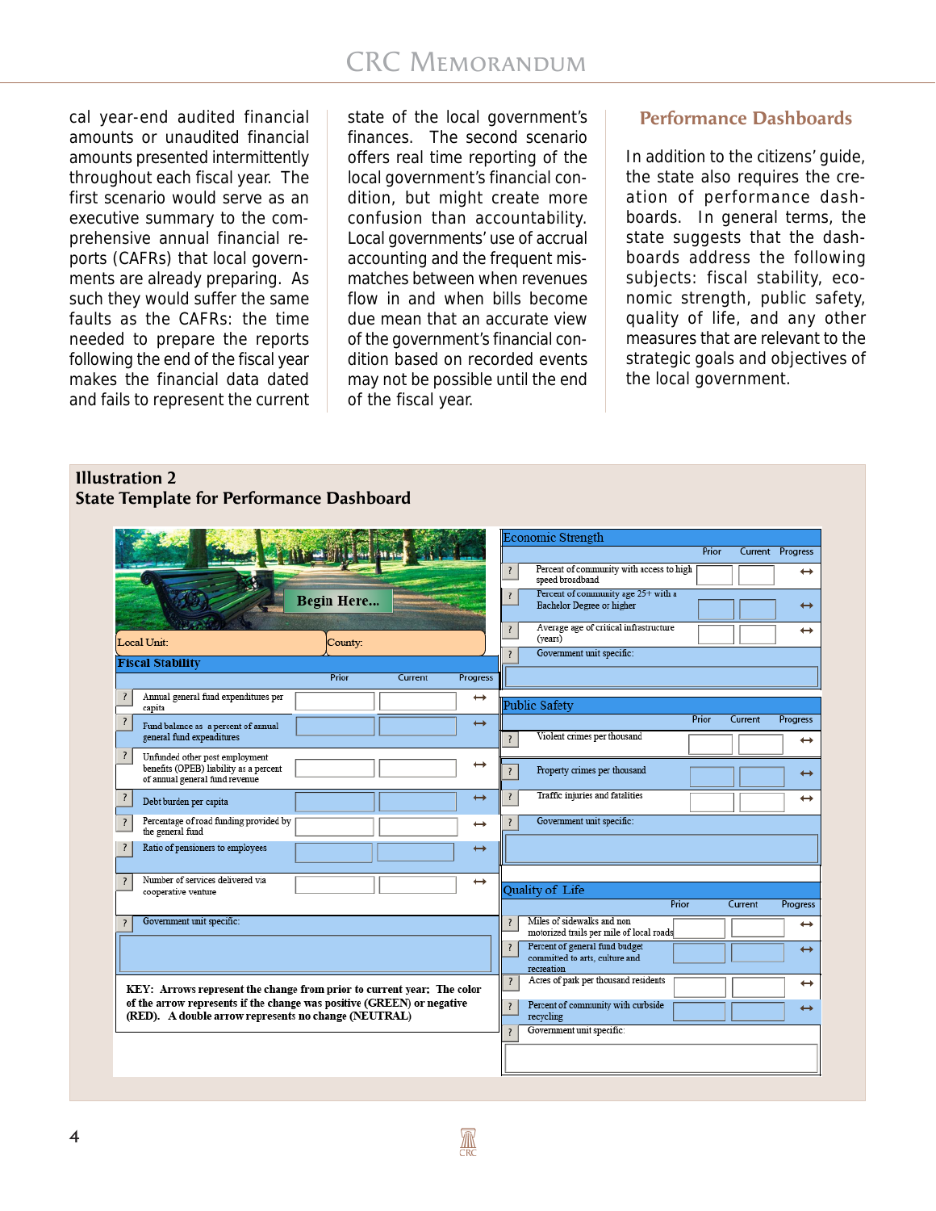cal year-end audited financial amounts or unaudited financial amounts presented intermittently throughout each fiscal year. The first scenario would serve as an executive summary to the comprehensive annual financial reports (CAFRs) that local governments are already preparing. As such they would suffer the same faults as the CAFRs: the time needed to prepare the reports following the end of the fiscal year makes the financial data dated and fails to represent the current state of the local government's finances. The second scenario offers real time reporting of the local government's financial condition, but might create more confusion than accountability. Local governments' use of accrual accounting and the frequent mismatches between when revenues flow in and when bills become due mean that an accurate view of the government's financial condition based on recorded events may not be possible until the end of the fiscal year.

## Performance Dashboards

In addition to the citizens' guide, the state also requires the creation of performance dashboards. In general terms, the state suggests that the dashboards address the following subjects: fiscal stability, economic strength, public safety, quality of life, and any other measures that are relevant to the strategic goals and objectives of the local government.

**Illustration 2**
**State Template for Performance Dashboard**

Begin Here...

Local Unit: | County:

**Fiscal Stability**

| | Prior | Current | Progress |
|---|---|---|---|
| ? Annual general fund expenditures per capita | | | ↔ |
| ? Fund balance as a percent of annual general fund expenditures | | | ↔ |
| ? Unfunded other post employment benefits (OPEB) liability as a percent of annual general fund revenue | | | ↔ |
| ? Debt burden per capita | | | ↔ |
| ? Percentage of road funding provided by the general fund | | | ↔ |
| ? Ratio of pensioners to employees | | | ↔ |
| ? Number of services delivered via cooperative venture | | | ↔ |
| ? Government unit specific: | | | |

**Economic Strength**

| | Prior | Current | Progress |
|---|---|---|---|
| ? Percent of community with access to high speed broadband | | | ↔ |
| ? Percent of community age 25+ with a Bachelor Degree or higher | | | ↔ |
| ? Average age of critical infrastructure (years) | | | ↔ |
| ? Government unit specific: | | | |

**Public Safety**

| | Prior | Current | Progress |
|---|---|---|---|
| ? Violent crimes per thousand | | | ↔ |
| ? Property crimes per thousand | | | ↔ |
| ? Traffic injuries and fatalities | | | ↔ |
| ? Government unit specific: | | | |

**Quality of Life**

| | Prior | Current | Progress |
|---|---|---|---|
| ? Miles of sidewalks and non motorized trails per mile of local roads | | | ↔ |
| ? Percent of general fund budget committed to arts, culture and recreation | | | ↔ |
| ? Acres of park per thousand residents | | | ↔ |
| ? Percent of community with curbside recycling | | | ↔ |
| ? Government unit specific: | | | |

**KEY: Arrows represent the change from prior to current year: The color of the arrow represents if the change was positive (GREEN) or negative (RED). A double arrow represents no change (NEUTRAL)**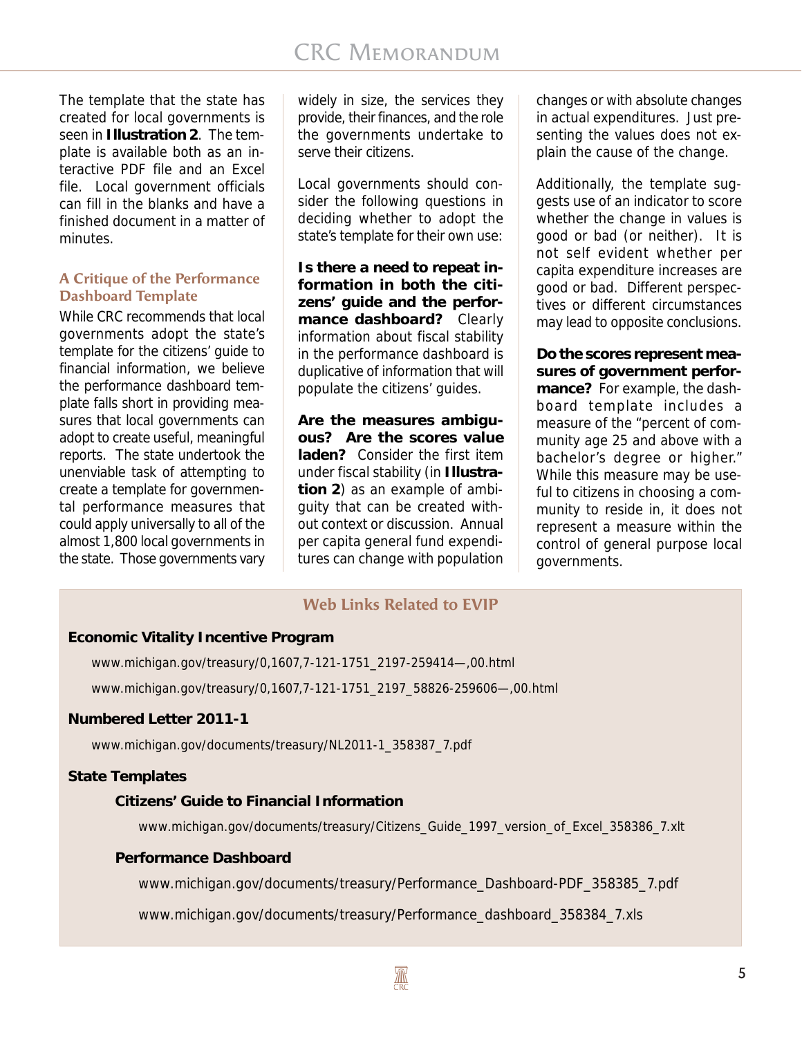The template that the state has created for local governments is seen in **Illustration 2**. The template is available both as an interactive PDF file and an Excel file. Local government officials can fill in the blanks and have a finished document in a matter of minutes.

### A Critique of the Performance Dashboard Template

While CRC recommends that local governments adopt the state's template for the citizens' guide to financial information, we believe the performance dashboard template falls short in providing measures that local governments can adopt to create useful, meaningful reports. The state undertook the unenviable task of attempting to create a template for governmental performance measures that could apply universally to all of the almost 1,800 local governments in the state. Those governments vary widely in size, the services they provide, their finances, and the role the governments undertake to serve their citizens.

Local governments should consider the following questions in deciding whether to adopt the state's template for their own use:

**Is there a need to repeat information in both the citizens' guide and the performance dashboard?** Clearly information about fiscal stability in the performance dashboard is duplicative of information that will populate the citizens' guides.

**Are the measures ambiguous? Are the scores value laden?** Consider the first item under fiscal stability (in **Illustration 2**) as an example of ambiguity that can be created without context or discussion. Annual per capita general fund expenditures can change with population changes or with absolute changes in actual expenditures. Just presenting the values does not explain the cause of the change.

Additionally, the template suggests use of an indicator to score whether the change in values is good or bad (or neither). It is not self evident whether per capita expenditure increases are good or bad. Different perspectives or different circumstances may lead to opposite conclusions.

**Do the scores represent measures of government performance?** For example, the dashboard template includes a measure of the "percent of community age 25 and above with a bachelor's degree or higher." While this measure may be useful to citizens in choosing a community to reside in, it does not represent a measure within the control of general purpose local governments.

---

### Web Links Related to EVIP

**Economic Vitality Incentive Program**

www.michigan.gov/treasury/0,1607,7-121-1751_2197-259414—,00.html

www.michigan.gov/treasury/0,1607,7-121-1751_2197_58826-259606—,00.html

**Numbered Letter 2011-1**

www.michigan.gov/documents/treasury/NL2011-1_358387_7.pdf

**State Templates**

**Citizens' Guide to Financial Information**

www.michigan.gov/documents/treasury/Citizens_Guide_1997_version_of_Excel_358386_7.xlt

**Performance Dashboard**

www.michigan.gov/documents/treasury/Performance_Dashboard-PDF_358385_7.pdf

www.michigan.gov/documents/treasury/Performance_dashboard_358384_7.xls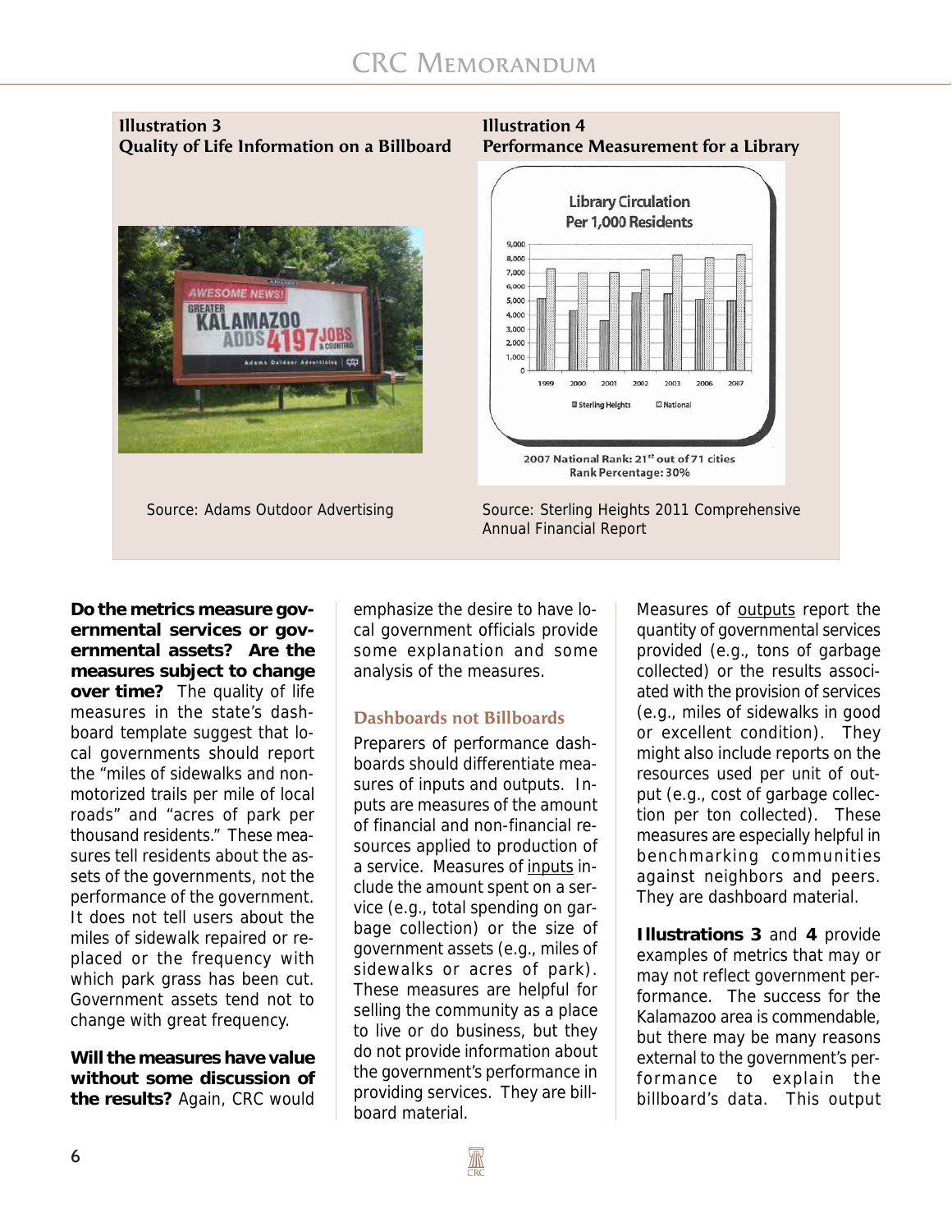**Illustration 3**
**Quality of Life Information on a Billboard**

Source: Adams Outdoor Advertising

**Illustration 4**
**Performance Measurement for a Library**

2007 National Rank: 21st out of 71 cities
Rank Percentage: 30%

Source: Sterling Heights 2011 Comprehensive Annual Financial Report

**Do the metrics measure governmental services or governmental assets? Are the measures subject to change over time?** The quality of life measures in the state's dashboard template suggest that local governments should report the "miles of sidewalks and non-motorized trails per mile of local roads" and "acres of park per thousand residents." These measures tell residents about the assets of the governments, not the performance of the government. It does not tell users about the miles of sidewalk repaired or replaced or the frequency with which park grass has been cut. Government assets tend not to change with great frequency.

**Will the measures have value without some discussion of the results?** Again, CRC would emphasize the desire to have local government officials provide some explanation and some analysis of the measures.

## Dashboards not Billboards

Preparers of performance dashboards should differentiate measures of inputs and outputs. Inputs are measures of the amount of financial and non-financial resources applied to production of a service. Measures of inputs include the amount spent on a service (e.g., total spending on garbage collection) or the size of government assets (e.g., miles of sidewalks or acres of park). These measures are helpful for selling the community as a place to live or do business, but they do not provide information about the government's performance in providing services. They are billboard material.

Measures of outputs report the quantity of governmental services provided (e.g., tons of garbage collected) or the results associated with the provision of services (e.g., miles of sidewalks in good or excellent condition). They might also include reports on the resources used per unit of output (e.g., cost of garbage collection per ton collected). These measures are especially helpful in benchmarking communities against neighbors and peers. They are dashboard material.

**Illustrations 3** and **4** provide examples of metrics that may or may not reflect government performance. The success for the Kalamazoo area is commendable, but there may be many reasons external to the government's performance to explain the billboard's data. This output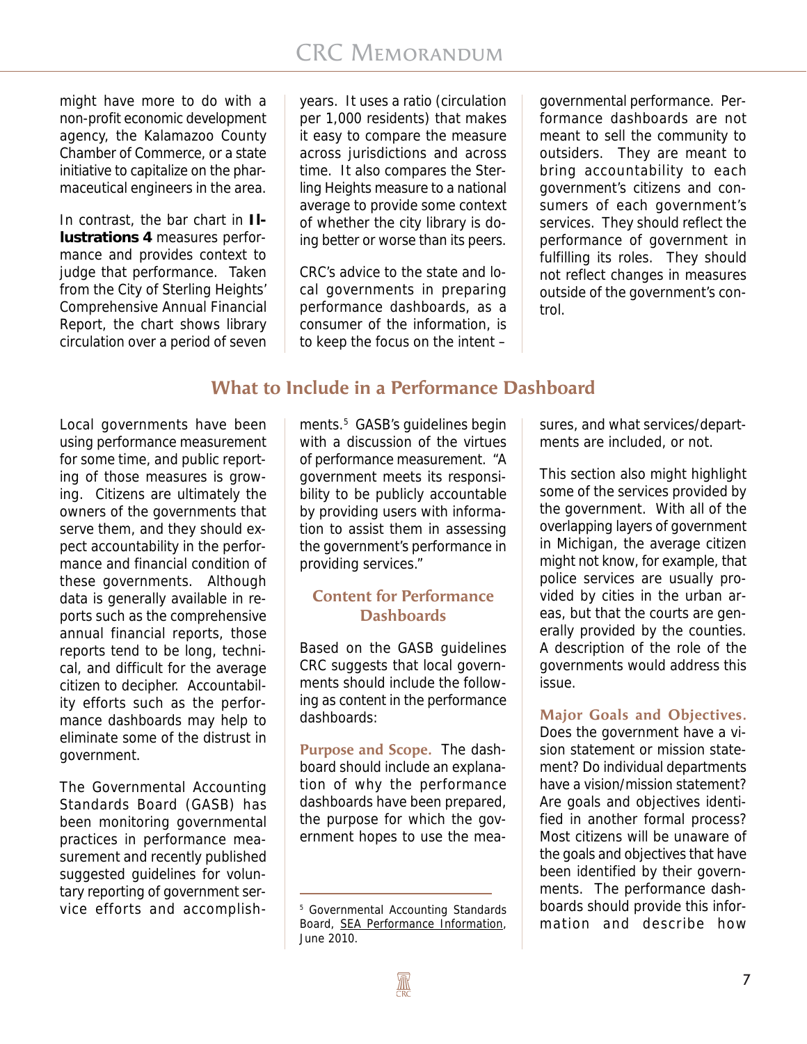might have more to do with a non-profit economic development agency, the Kalamazoo County Chamber of Commerce, or a state initiative to capitalize on the pharmaceutical engineers in the area.

In contrast, the bar chart in **Illustrations 4** measures performance and provides context to judge that performance. Taken from the City of Sterling Heights' Comprehensive Annual Financial Report, the chart shows library circulation over a period of seven years. It uses a ratio (circulation per 1,000 residents) that makes it easy to compare the measure across jurisdictions and across time. It also compares the Sterling Heights measure to a national average to provide some context of whether the city library is doing better or worse than its peers.

CRC's advice to the state and local governments in preparing performance dashboards, as a consumer of the information, is to keep the focus on the intent – governmental performance. Performance dashboards are not meant to sell the community to outsiders. They are meant to bring accountability to each government's citizens and consumers of each government's services. They should reflect the performance of government in fulfilling its roles. They should not reflect changes in measures outside of the government's control.

## What to Include in a Performance Dashboard

Local governments have been using performance measurement for some time, and public reporting of those measures is growing. Citizens are ultimately the owners of the governments that serve them, and they should expect accountability in the performance and financial condition of these governments. Although data is generally available in reports such as the comprehensive annual financial reports, those reports tend to be long, technical, and difficult for the average citizen to decipher. Accountability efforts such as the performance dashboards may help to eliminate some of the distrust in government.

The Governmental Accounting Standards Board (GASB) has been monitoring governmental practices in performance measurement and recently published suggested guidelines for voluntary reporting of government service efforts and accomplishments.[5] GASB's guidelines begin with a discussion of the virtues of performance measurement. "A government meets its responsibility to be publicly accountable by providing users with information to assist them in assessing the government's performance in providing services."

### Content for Performance Dashboards

Based on the GASB guidelines CRC suggests that local governments should include the following as content in the performance dashboards:

**Purpose and Scope.** The dashboard should include an explanation of why the performance dashboards have been prepared, the purpose for which the government hopes to use the measures, and what services/departments are included, or not.

This section also might highlight some of the services provided by the government. With all of the overlapping layers of government in Michigan, the average citizen might not know, for example, that police services are usually provided by cities in the urban areas, but that the courts are generally provided by the counties. A description of the role of the governments would address this issue.

**Major Goals and Objectives.** Does the government have a vision statement or mission statement? Do individual departments have a vision/mission statement? Are goals and objectives identified in another formal process? Most citizens will be unaware of the goals and objectives that have been identified by their governments. The performance dashboards should provide this information and describe how

[5] Governmental Accounting Standards Board, SEA Performance Information, June 2010.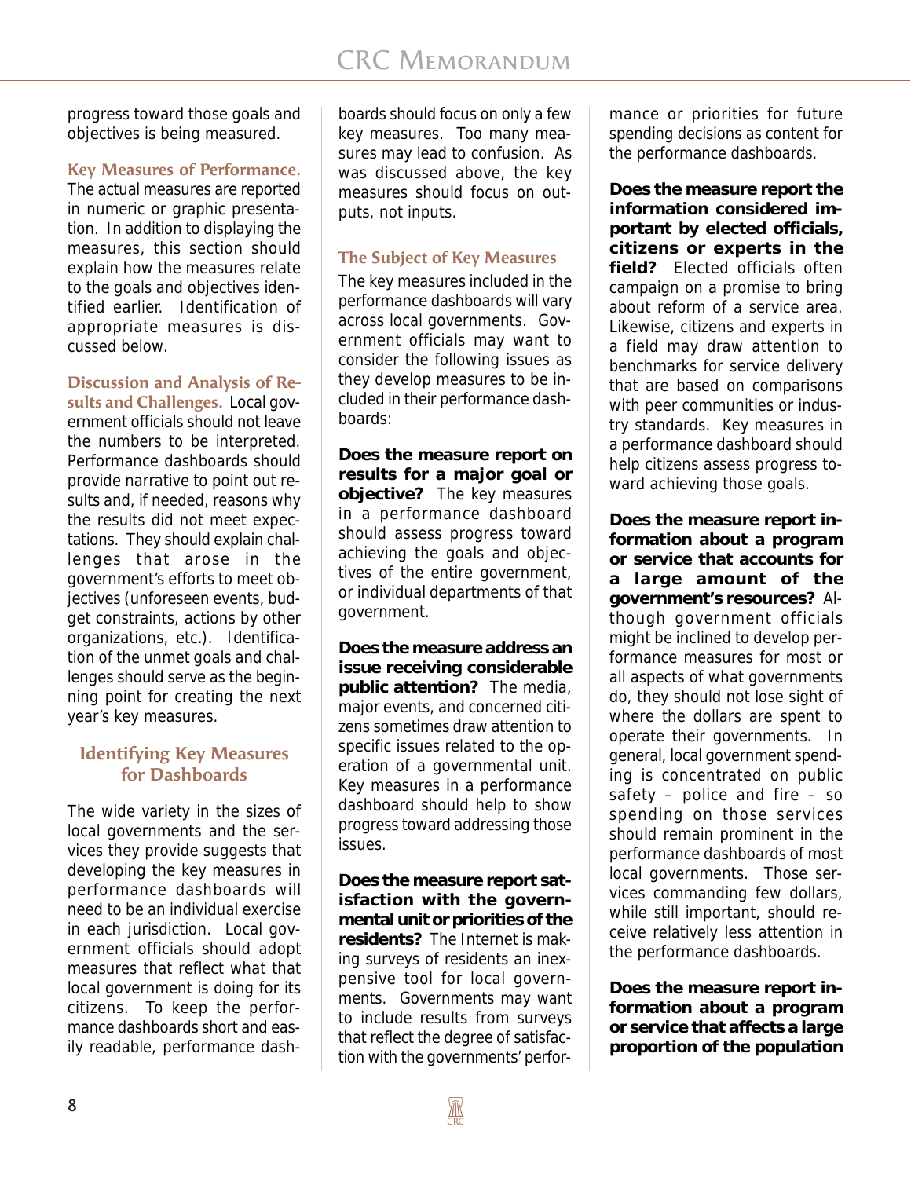progress toward those goals and objectives is being measured.

**Key Measures of Performance.** The actual measures are reported in numeric or graphic presentation. In addition to displaying the measures, this section should explain how the measures relate to the goals and objectives identified earlier. Identification of appropriate measures is discussed below.

**Discussion and Analysis of Results and Challenges.** Local government officials should not leave the numbers to be interpreted. Performance dashboards should provide narrative to point out results and, if needed, reasons why the results did not meet expectations. They should explain challenges that arose in the government's efforts to meet objectives (unforeseen events, budget constraints, actions by other organizations, etc.). Identification of the unmet goals and challenges should serve as the beginning point for creating the next year's key measures.

## Identifying Key Measures for Dashboards

The wide variety in the sizes of local governments and the services they provide suggests that developing the key measures in performance dashboards will need to be an individual exercise in each jurisdiction. Local government officials should adopt measures that reflect what that local government is doing for its citizens. To keep the performance dashboards short and easily readable, performance dashboards should focus on only a few key measures. Too many measures may lead to confusion. As was discussed above, the key measures should focus on outputs, not inputs.

### The Subject of Key Measures

The key measures included in the performance dashboards will vary across local governments. Government officials may want to consider the following issues as they develop measures to be included in their performance dashboards:

**Does the measure report on results for a major goal or objective?** The key measures in a performance dashboard should assess progress toward achieving the goals and objectives of the entire government, or individual departments of that government.

**Does the measure address an issue receiving considerable public attention?** The media, major events, and concerned citizens sometimes draw attention to specific issues related to the operation of a governmental unit. Key measures in a performance dashboard should help to show progress toward addressing those issues.

**Does the measure report satisfaction with the governmental unit or priorities of the residents?** The Internet is making surveys of residents an inexpensive tool for local governments. Governments may want to include results from surveys that reflect the degree of satisfaction with the governments' performance or priorities for future spending decisions as content for the performance dashboards.

**Does the measure report the information considered important by elected officials, citizens or experts in the field?** Elected officials often campaign on a promise to bring about reform of a service area. Likewise, citizens and experts in a field may draw attention to benchmarks for service delivery that are based on comparisons with peer communities or industry standards. Key measures in a performance dashboard should help citizens assess progress toward achieving those goals.

**Does the measure report information about a program or service that accounts for a large amount of the government's resources?** Although government officials might be inclined to develop performance measures for most or all aspects of what governments do, they should not lose sight of where the dollars are spent to operate their governments. In general, local government spending is concentrated on public safety – police and fire – so spending on those services should remain prominent in the performance dashboards of most local governments. Those services commanding few dollars, while still important, should receive relatively less attention in the performance dashboards.

**Does the measure report information about a program or service that affects a large proportion of the population**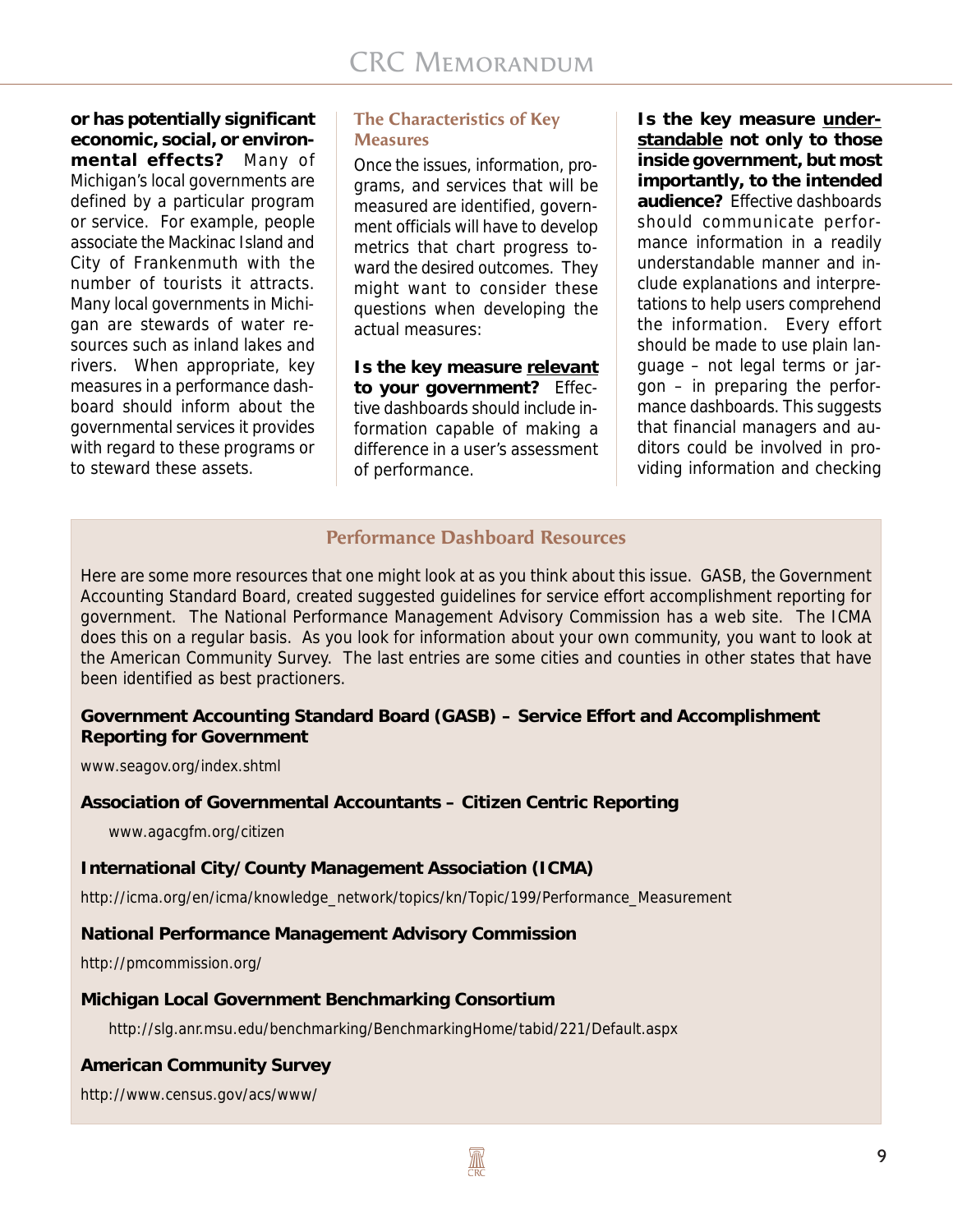**or has potentially significant economic, social, or environmental effects?** Many of Michigan's local governments are defined by a particular program or service. For example, people associate the Mackinac Island and City of Frankenmuth with the number of tourists it attracts. Many local governments in Michigan are stewards of water resources such as inland lakes and rivers. When appropriate, key measures in a performance dashboard should inform about the governmental services it provides with regard to these programs or to steward these assets.

### The Characteristics of Key Measures

Once the issues, information, programs, and services that will be measured are identified, government officials will have to develop metrics that chart progress toward the desired outcomes. They might want to consider these questions when developing the actual measures:

**Is the key measure relevant to your government?** Effective dashboards should include information capable of making a difference in a user's assessment of performance.

**Is the key measure understandable not only to those inside government, but most importantly, to the intended audience?** Effective dashboards should communicate performance information in a readily understandable manner and include explanations and interpretations to help users comprehend the information. Every effort should be made to use plain language – not legal terms or jargon – in preparing the performance dashboards. This suggests that financial managers and auditors could be involved in providing information and checking

### Performance Dashboard Resources

Here are some more resources that one might look at as you think about this issue. GASB, the Government Accounting Standard Board, created suggested guidelines for service effort accomplishment reporting for government. The National Performance Management Advisory Commission has a web site. The ICMA does this on a regular basis. As you look for information about your own community, you want to look at the American Community Survey. The last entries are some cities and counties in other states that have been identified as best practioners.

**Government Accounting Standard Board (GASB) – Service Effort and Accomplishment Reporting for Government**

www.seagov.org/index.shtml

**Association of Governmental Accountants – Citizen Centric Reporting**

www.agacgfm.org/citizen

**International City/County Management Association (ICMA)**

http://icma.org/en/icma/knowledge_network/topics/kn/Topic/199/Performance_Measurement

**National Performance Management Advisory Commission**

http://pmcommission.org/

**Michigan Local Government Benchmarking Consortium**

http://slg.anr.msu.edu/benchmarking/BenchmarkingHome/tabid/221/Default.aspx

**American Community Survey**

http://www.census.gov/acs/www/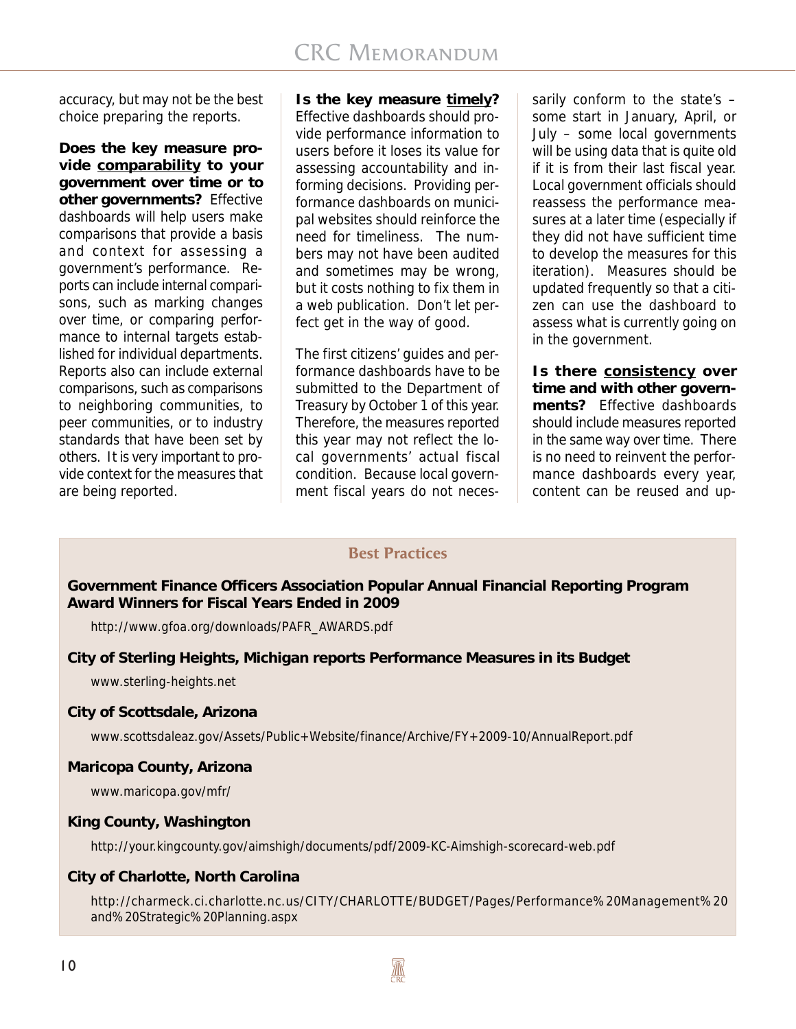accuracy, but may not be the best choice preparing the reports.

**Does the key measure provide comparability to your government over time or to other governments?** Effective dashboards will help users make comparisons that provide a basis and context for assessing a government's performance. Reports can include internal comparisons, such as marking changes over time, or comparing performance to internal targets established for individual departments. Reports also can include external comparisons, such as comparisons to neighboring communities, to peer communities, or to industry standards that have been set by others. It is very important to provide context for the measures that are being reported.

**Is the key measure timely?** Effective dashboards should provide performance information to users before it loses its value for assessing accountability and informing decisions. Providing performance dashboards on municipal websites should reinforce the need for timeliness. The numbers may not have been audited and sometimes may be wrong, but it costs nothing to fix them in a web publication. Don't let perfect get in the way of good.

The first citizens' guides and performance dashboards have to be submitted to the Department of Treasury by October 1 of this year. Therefore, the measures reported this year may not reflect the local governments' actual fiscal condition. Because local government fiscal years do not necessarily conform to the state's – some start in January, April, or July – some local governments will be using data that is quite old if it is from their last fiscal year. Local government officials should reassess the performance measures at a later time (especially if they did not have sufficient time to develop the measures for this iteration). Measures should be updated frequently so that a citizen can use the dashboard to assess what is currently going on in the government.

**Is there consistency over time and with other governments?** Effective dashboards should include measures reported in the same way over time. There is no need to reinvent the performance dashboards every year, content can be reused and up-

## Best Practices

**Government Finance Officers Association Popular Annual Financial Reporting Program Award Winners for Fiscal Years Ended in 2009**

http://www.gfoa.org/downloads/PAFR_AWARDS.pdf

**City of Sterling Heights, Michigan reports Performance Measures in its Budget**

www.sterling-heights.net

**City of Scottsdale, Arizona**

www.scottsdaleaz.gov/Assets/Public+Website/finance/Archive/FY+2009-10/AnnualReport.pdf

**Maricopa County, Arizona**

www.maricopa.gov/mfr/

**King County, Washington**

http://your.kingcounty.gov/aimshigh/documents/pdf/2009-KC-Aimshigh-scorecard-web.pdf

**City of Charlotte, North Carolina**

http://charmeck.ci.charlotte.nc.us/CITY/CHARLOTTE/BUDGET/Pages/Performance%20Management%20and%20Strategic%20Planning.aspx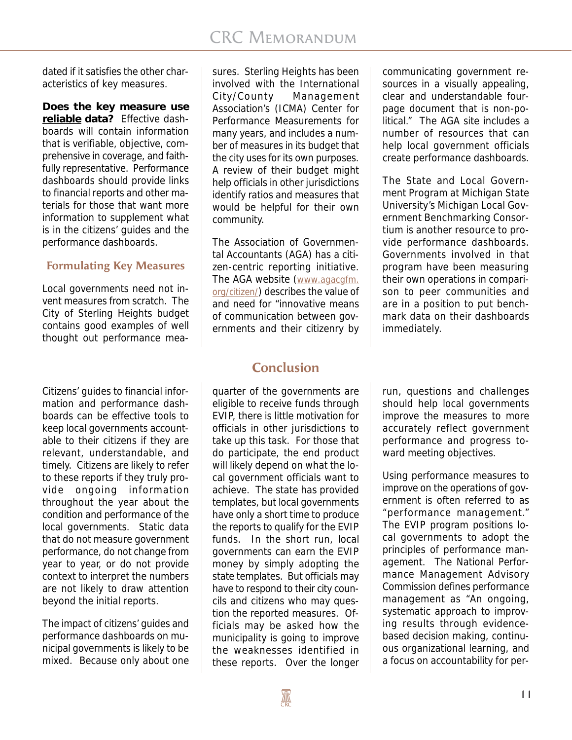dated if it satisfies the other characteristics of key measures.

**Does the key measure use <u>reliable</u> data?** Effective dashboards will contain information that is verifiable, objective, comprehensive in coverage, and faithfully representative. Performance dashboards should provide links to financial reports and other materials for those that want more information to supplement what is in the citizens' guides and the performance dashboards.

### Formulating Key Measures

Local governments need not invent measures from scratch. The City of Sterling Heights budget contains good examples of well thought out performance measures. Sterling Heights has been involved with the International City/County Management Association's (ICMA) Center for Performance Measurements for many years, and includes a number of measures in its budget that the city uses for its own purposes. A review of their budget might help officials in other jurisdictions identify ratios and measures that would be helpful for their own community.

The Association of Governmental Accountants (AGA) has a citizen-centric reporting initiative. The AGA website (www.agacgfm.org/citizen/) describes the value of and need for "innovative means of communication between governments and their citizenry by communicating government resources in a visually appealing, clear and understandable four-page document that is non-political." The AGA site includes a number of resources that can help local government officials create performance dashboards.

The State and Local Government Program at Michigan State University's Michigan Local Government Benchmarking Consortium is another resource to provide performance dashboards. Governments involved in that program have been measuring their own operations in comparison to peer communities and are in a position to put benchmark data on their dashboards immediately.

## Conclusion

Citizens' guides to financial information and performance dashboards can be effective tools to keep local governments accountable to their citizens if they are relevant, understandable, and timely. Citizens are likely to refer to these reports if they truly provide ongoing information throughout the year about the condition and performance of the local governments. Static data that do not measure government performance, do not change from year to year, or do not provide context to interpret the numbers are not likely to draw attention beyond the initial reports.

The impact of citizens' guides and performance dashboards on municipal governments is likely to be mixed. Because only about one quarter of the governments are eligible to receive funds through EVIP, there is little motivation for officials in other jurisdictions to take up this task. For those that do participate, the end product will likely depend on what the local government officials want to achieve. The state has provided templates, but local governments have only a short time to produce the reports to qualify for the EVIP funds. In the short run, local governments can earn the EVIP money by simply adopting the state templates. But officials may have to respond to their city councils and citizens who may question the reported measures. Officials may be asked how the municipality is going to improve the weaknesses identified in these reports. Over the longer run, questions and challenges should help local governments improve the measures to more accurately reflect government performance and progress toward meeting objectives.

Using performance measures to improve on the operations of government is often referred to as "performance management." The EVIP program positions local governments to adopt the principles of performance management. The National Performance Management Advisory Commission defines performance management as "An ongoing, systematic approach to improving results through evidence-based decision making, continuous organizational learning, and a focus on accountability for per-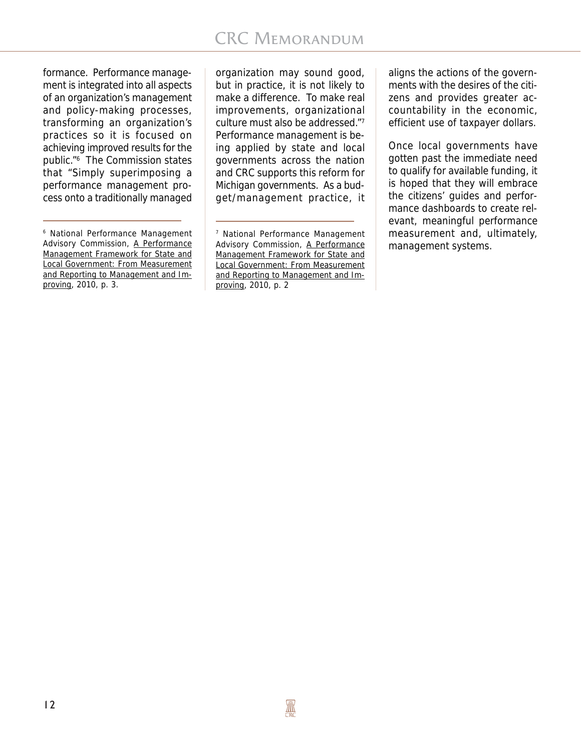formance. Performance management is integrated into all aspects of an organization's management and policy-making processes, transforming an organization's practices so it is focused on achieving improved results for the public."[6] The Commission states that "Simply superimposing a performance management process onto a traditionally managed organization may sound good, but in practice, it is not likely to make a difference. To make real improvements, organizational culture must also be addressed."[7] Performance management is being applied by state and local governments across the nation and CRC supports this reform for Michigan governments. As a budget/management practice, it aligns the actions of the governments with the desires of the citizens and provides greater accountability in the economic, efficient use of taxpayer dollars.

Once local governments have gotten past the immediate need to qualify for available funding, it is hoped that they will embrace the citizens' guides and performance dashboards to create relevant, meaningful performance measurement and, ultimately, management systems.

---

[6] National Performance Management Advisory Commission, A Performance Management Framework for State and Local Government: From Measurement and Reporting to Management and Improving, 2010, p. 3.

[7] National Performance Management Advisory Commission, A Performance Management Framework for State and Local Government: From Measurement and Reporting to Management and Improving, 2010, p. 2